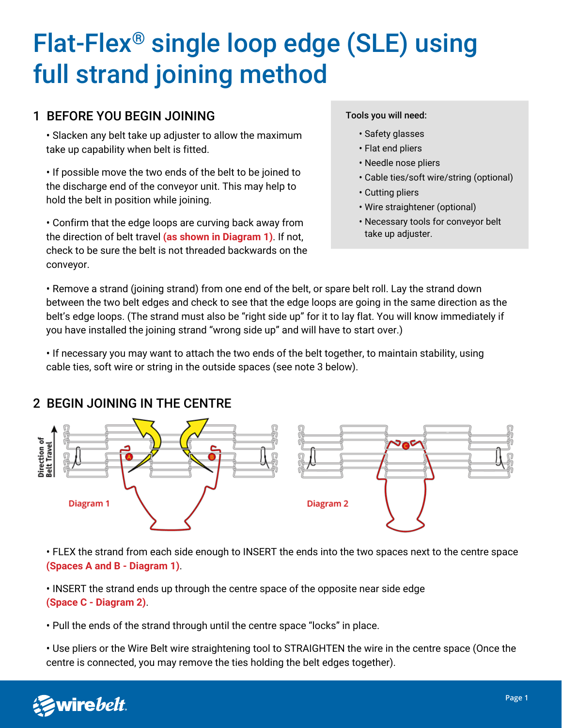# Flat-Flex® single loop edge (SLE) using full strand joining method

## 1 BEFORE YOU BEGIN JOINING

• Slacken any belt take up adjuster to allow the maximum take up capability when belt is fitted.

• If possible move the two ends of the belt to be joined to the discharge end of the conveyor unit. This may help to hold the belt in position while joining.

• Confirm that the edge loops are curving back away from the direction of belt travel **(as shown in Diagram 1)**. If not, check to be sure the belt is not threaded backwards on the conveyor.

**Tools you will need:**

- Safety glasses
- Flat end pliers
- Needle nose pliers
- Cable ties/soft wire/string (optional)
- Cutting pliers
- Wire straightener (optional)
- Necessary tools for conveyor belt take up adjuster.

• Remove a strand (joining strand) from one end of the belt, or spare belt roll. Lay the strand down between the two belt edges and check to see that the edge loops are going in the same direction as the belt's edge loops. (The strand must also be "right side up" for it to lay flat. You will know immediately if you have installed the joining strand "wrong side up" and will have to start over.)

• If necessary you may want to attach the two ends of the belt together, to maintain stability, using cable ties, soft wire or string in the outside spaces (see note 3 below).

## 2 BEGIN JOINING IN THE CENTRE

Direction of Belt Travel

Diagram 1

Diagram 2

• FLEX the strand from each side enough to INSERT the ends into the two spaces next to the centre space **(Spaces A and B - Diagram 1)**.

• INSERT the strand ends up through the centre space of the opposite near side edge **(Space C - Diagram 2)**.

• Pull the ends of the strand through until the centre space "locks" in place.

• Use pliers or the Wire Belt wire straightening tool to STRAIGHTEN the wire in the centre space (Once the centre is connected, you may remove the ties holding the belt edges together).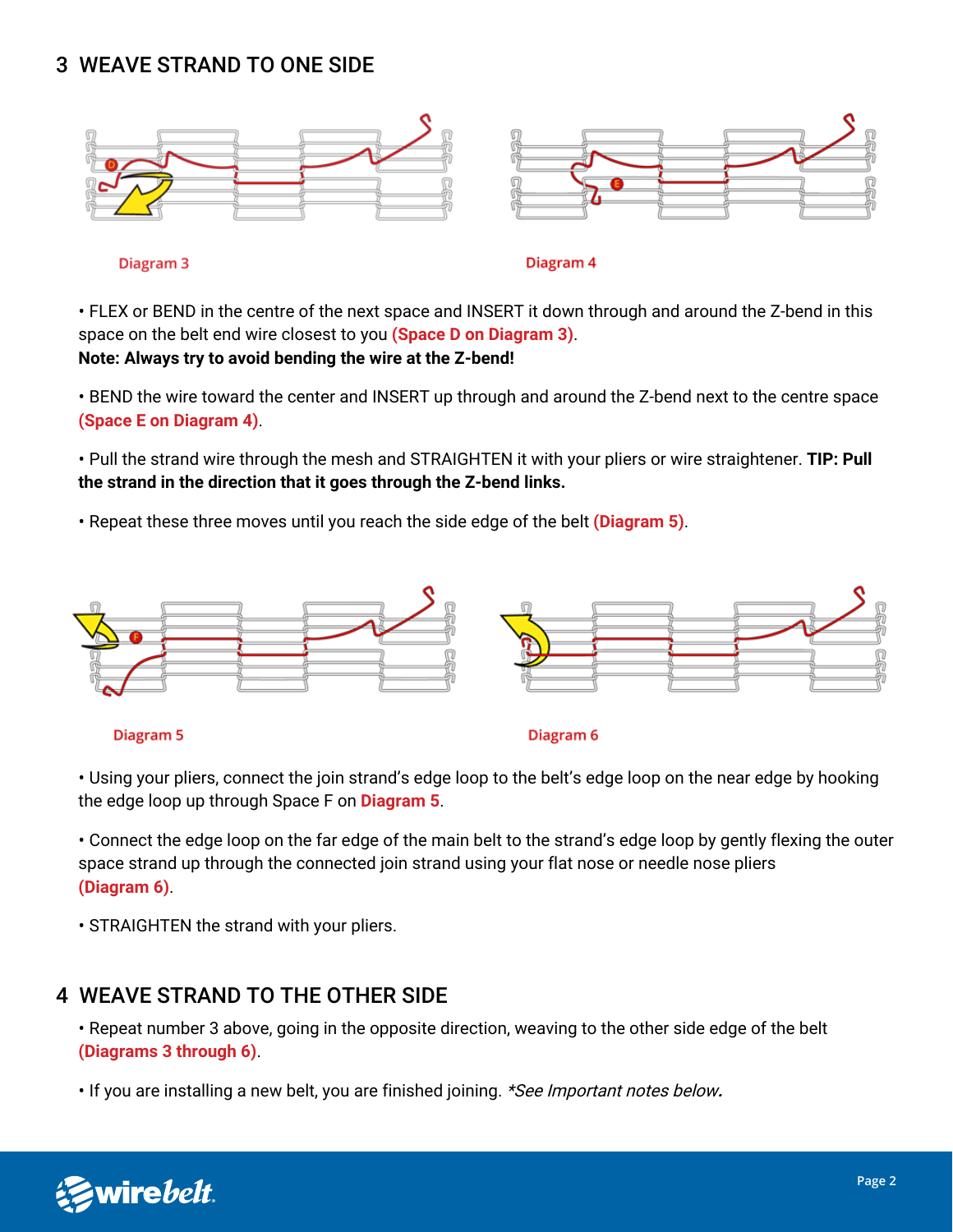## 3 WEAVE STRAND TO ONE SIDE

Diagram 3

Diagram 4

- FLEX or BEND in the centre of the next space and INSERT it down through and around the Z-bend in this space on the belt end wire closest to you **(Space D on Diagram 3)**.
**Note: Always try to avoid bending the wire at the Z-bend!**

- BEND the wire toward the center and INSERT up through and around the Z-bend next to the centre space **(Space E on Diagram 4)**.

- Pull the strand wire through the mesh and STRAIGHTEN it with your pliers or wire straightener. **TIP: Pull the strand in the direction that it goes through the Z-bend links.**

- Repeat these three moves until you reach the side edge of the belt **(Diagram 5)**.

Diagram 5

Diagram 6

- Using your pliers, connect the join strand's edge loop to the belt's edge loop on the near edge by hooking the edge loop up through Space F on **Diagram 5**.

- Connect the edge loop on the far edge of the main belt to the strand's edge loop by gently flexing the outer space strand up through the connected join strand using your flat nose or needle nose pliers **(Diagram 6)**.

- STRAIGHTEN the strand with your pliers.

## 4 WEAVE STRAND TO THE OTHER SIDE

- Repeat number 3 above, going in the opposite direction, weaving to the other side edge of the belt **(Diagrams 3 through 6)**.

- If you are installing a new belt, you are finished joining. *\*See Important notes below.*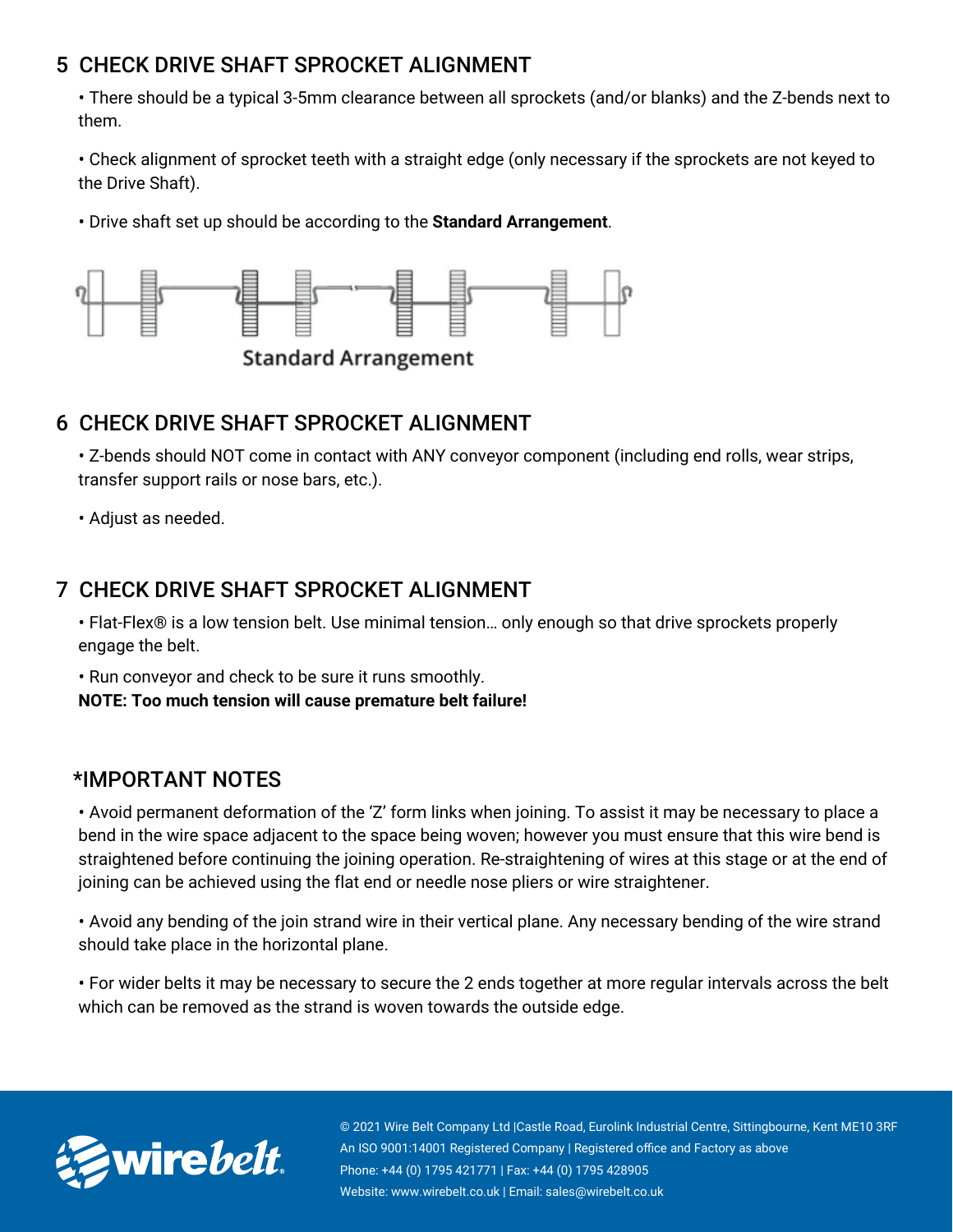## 5 CHECK DRIVE SHAFT SPROCKET ALIGNMENT

• There should be a typical 3-5mm clearance between all sprockets (and/or blanks) and the Z-bends next to them.

• Check alignment of sprocket teeth with a straight edge (only necessary if the sprockets are not keyed to the Drive Shaft).

• Drive shaft set up should be according to the **Standard Arrangement**.

Standard Arrangement

## 6 CHECK DRIVE SHAFT SPROCKET ALIGNMENT

• Z-bends should NOT come in contact with ANY conveyor component (including end rolls, wear strips, transfer support rails or nose bars, etc.).

• Adjust as needed.

## 7 CHECK DRIVE SHAFT SPROCKET ALIGNMENT

• Flat-Flex® is a low tension belt. Use minimal tension… only enough so that drive sprockets properly engage the belt.

• Run conveyor and check to be sure it runs smoothly.
**NOTE: Too much tension will cause premature belt failure!**

## *IMPORTANT NOTES

• Avoid permanent deformation of the 'Z' form links when joining. To assist it may be necessary to place a bend in the wire space adjacent to the space being woven; however you must ensure that this wire bend is straightened before continuing the joining operation. Re-straightening of wires at this stage or at the end of joining can be achieved using the flat end or needle nose pliers or wire straightener.

• Avoid any bending of the join strand wire in their vertical plane. Any necessary bending of the wire strand should take place in the horizontal plane.

• For wider belts it may be necessary to secure the 2 ends together at more regular intervals across the belt which can be removed as the strand is woven towards the outside edge.

wirebelt

© 2021 Wire Belt Company Ltd |Castle Road, Eurolink Industrial Centre, Sittingbourne, Kent ME10 3RF
An ISO 9001:14001 Registered Company | Registered office and Factory as above
Phone: +44 (0) 1795 421771 | Fax: +44 (0) 1795 428905
Website: www.wirebelt.co.uk | Email: sales@wirebelt.co.uk